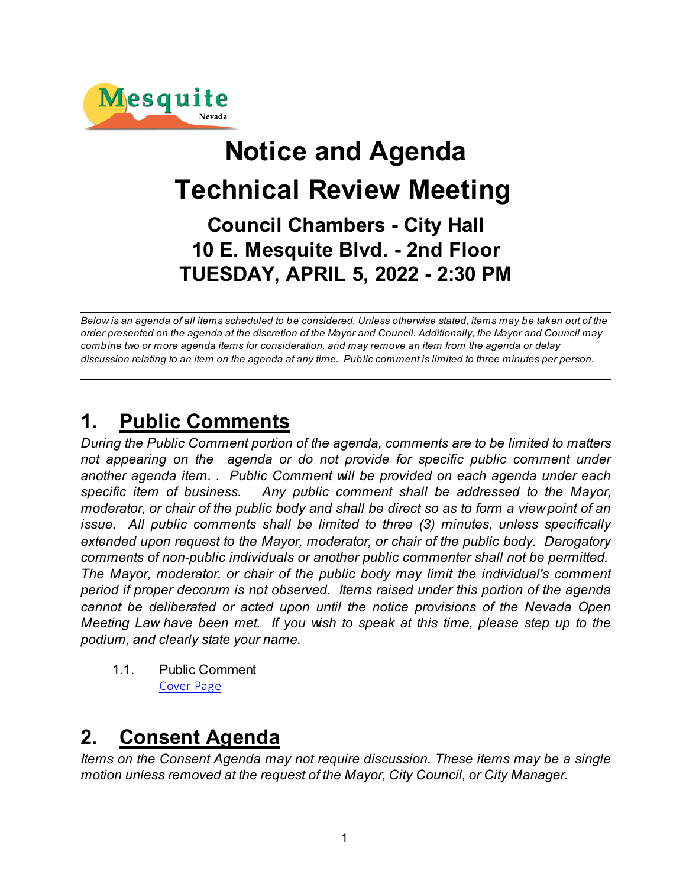Mesquite Nevada

# Notice and Agenda
# Technical Review Meeting

### Council Chambers - City Hall
### 10 E. Mesquite Blvd. - 2nd Floor
### TUESDAY, APRIL 5, 2022 - 2:30 PM

---

*Below is an agenda of all items scheduled to be considered. Unless otherwise stated, items may be taken out of the order presented on the agenda at the discretion of the Mayor and Council. Additionally, the Mayor and Council may combine two or more agenda items for consideration, and may remove an item from the agenda or delay discussion relating to an item on the agenda at any time. Public comment is limited to three minutes per person.*

---

## 1. Public Comments

*During the Public Comment portion of the agenda, comments are to be limited to matters not appearing on the agenda or do not provide for specific public comment under another agenda item. . Public Comment will be provided on each agenda under each specific item of business. Any public comment shall be addressed to the Mayor, moderator, or chair of the public body and shall be direct so as to form a viewpoint of an issue. All public comments shall be limited to three (3) minutes, unless specifically extended upon request to the Mayor, moderator, or chair of the public body. Derogatory comments of non-public individuals or another public commenter shall not be permitted. The Mayor, moderator, or chair of the public body may limit the individual's comment period if proper decorum is not observed. Items raised under this portion of the agenda cannot be deliberated or acted upon until the notice provisions of the Nevada Open Meeting Law have been met. If you wish to speak at this time, please step up to the podium, and clearly state your name.*

1.1. Public Comment
Cover Page

## 2. Consent Agenda

*Items on the Consent Agenda may not require discussion. These items may be a single motion unless removed at the request of the Mayor, City Council, or City Manager.*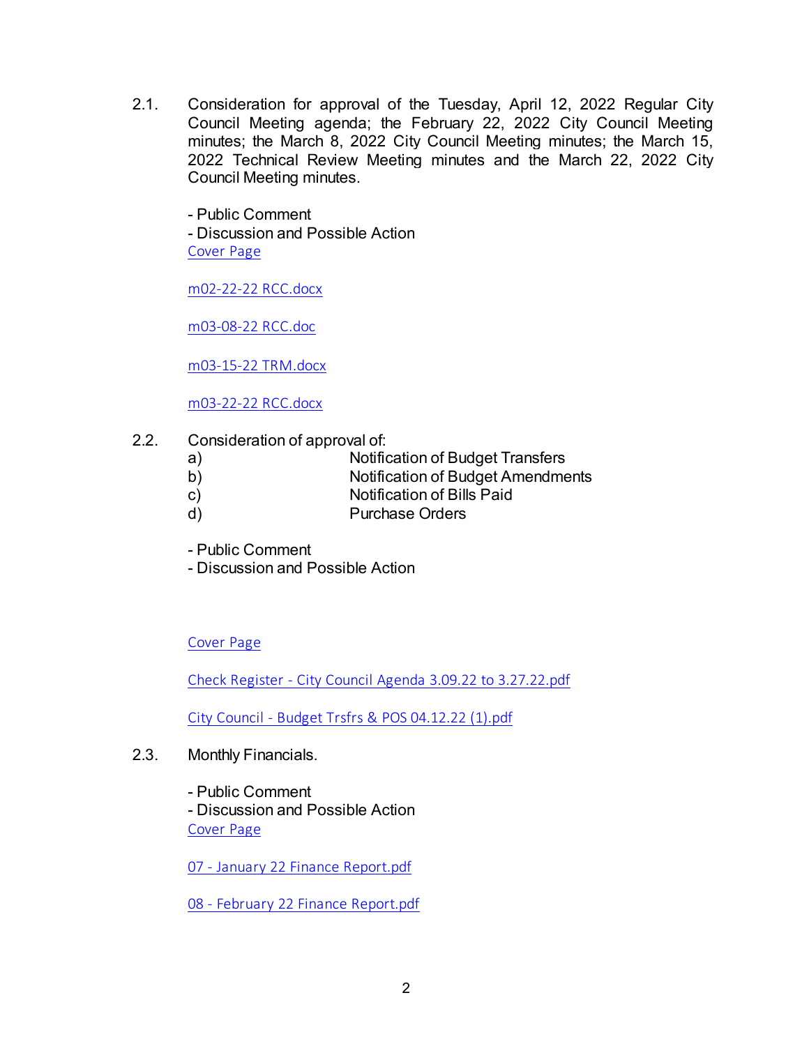2.1. Consideration for approval of the Tuesday, April 12, 2022 Regular City Council Meeting agenda; the February 22, 2022 City Council Meeting minutes; the March 8, 2022 City Council Meeting minutes; the March 15, 2022 Technical Review Meeting minutes and the March 22, 2022 City Council Meeting minutes.

- Public Comment
- Discussion and Possible Action

Cover Page

m02-22-22 RCC.docx

m03-08-22 RCC.doc

m03-15-22 TRM.docx

m03-22-22 RCC.docx

2.2. Consideration of approval of:

a) Notification of Budget Transfers
b) Notification of Budget Amendments
c) Notification of Bills Paid
d) Purchase Orders

- Public Comment
- Discussion and Possible Action

Cover Page

Check Register - City Council Agenda 3.09.22 to 3.27.22.pdf

City Council - Budget Trsfrs & POS 04.12.22 (1).pdf

2.3. Monthly Financials.

- Public Comment
- Discussion and Possible Action

Cover Page

07 - January 22 Finance Report.pdf

08 - February 22 Finance Report.pdf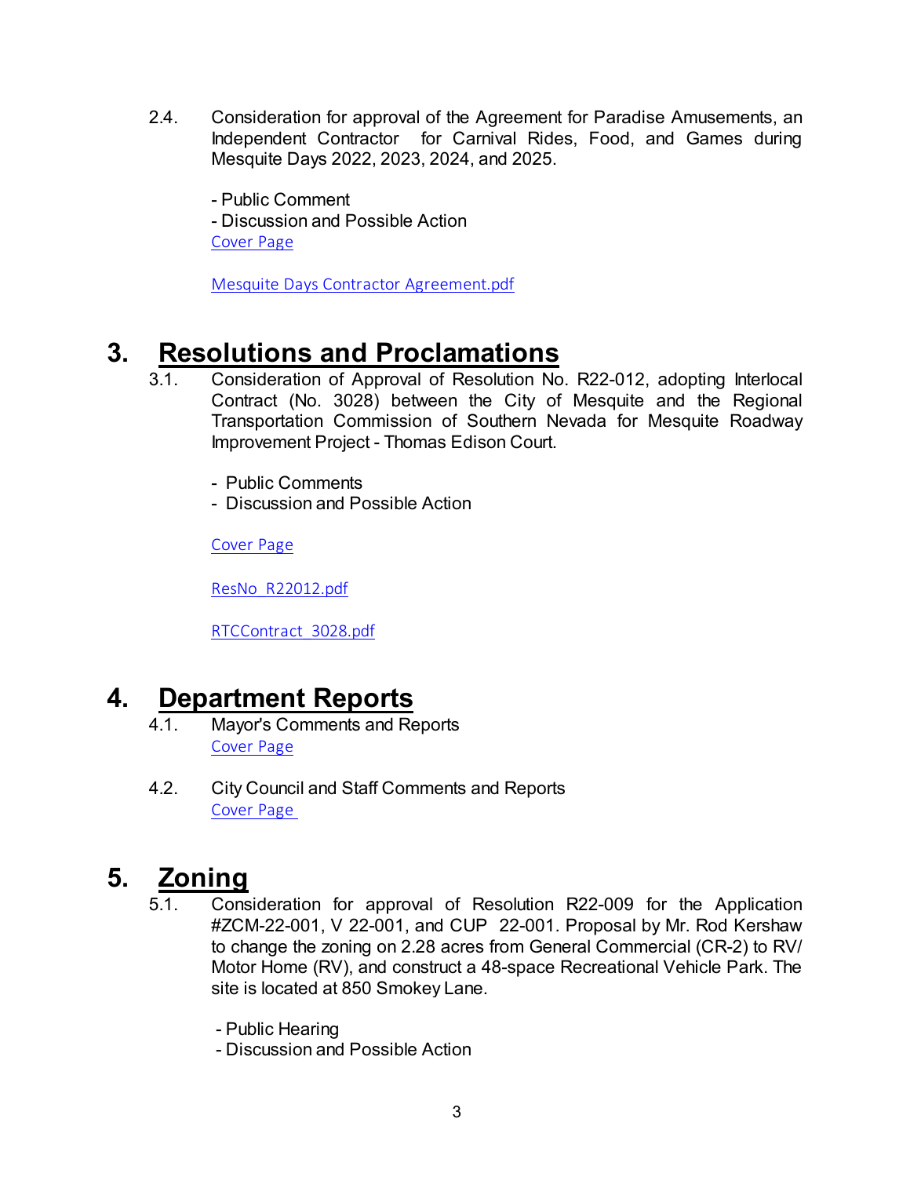2.4. Consideration for approval of the Agreement for Paradise Amusements, an Independent Contractor for Carnival Rides, Food, and Games during Mesquite Days 2022, 2023, 2024, and 2025.

- Public Comment
- Discussion and Possible Action

Cover Page

Mesquite Days Contractor Agreement.pdf

# 3. Resolutions and Proclamations

3.1. Consideration of Approval of Resolution No. R22-012, adopting Interlocal Contract (No. 3028) between the City of Mesquite and the Regional Transportation Commission of Southern Nevada for Mesquite Roadway Improvement Project - Thomas Edison Court.

- Public Comments
- Discussion and Possible Action

Cover Page

ResNo_R22012.pdf

RTCContract_3028.pdf

# 4. Department Reports

4.1. Mayor's Comments and Reports

Cover Page

4.2. City Council and Staff Comments and Reports

Cover Page

# 5. Zoning

5.1. Consideration for approval of Resolution R22-009 for the Application #ZCM-22-001, V 22-001, and CUP 22-001. Proposal by Mr. Rod Kershaw to change the zoning on 2.28 acres from General Commercial (CR-2) to RV/ Motor Home (RV), and construct a 48-space Recreational Vehicle Park. The site is located at 850 Smokey Lane.

- Public Hearing
- Discussion and Possible Action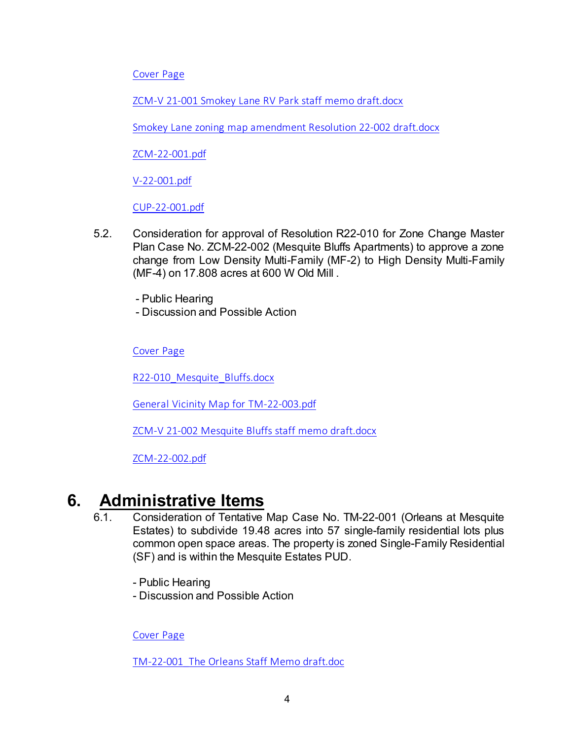Cover Page

ZCM-V 21-001 Smokey Lane RV Park staff memo draft.docx

Smokey Lane zoning map amendment Resolution 22-002 draft.docx

ZCM-22-001.pdf

V-22-001.pdf

CUP-22-001.pdf

5.2. Consideration for approval of Resolution R22-010 for Zone Change Master Plan Case No. ZCM-22-002 (Mesquite Bluffs Apartments) to approve a zone change from Low Density Multi-Family (MF-2) to High Density Multi-Family (MF-4) on 17.808 acres at 600 W Old Mill .

- Public Hearing
- Discussion and Possible Action

Cover Page

R22-010_Mesquite_Bluffs.docx

General Vicinity Map for TM-22-003.pdf

ZCM-V 21-002 Mesquite Bluffs staff memo draft.docx

ZCM-22-002.pdf

# 6. Administrative Items

6.1. Consideration of Tentative Map Case No. TM-22-001 (Orleans at Mesquite Estates) to subdivide 19.48 acres into 57 single-family residential lots plus common open space areas. The property is zoned Single-Family Residential (SF) and is within the Mesquite Estates PUD.

- Public Hearing
- Discussion and Possible Action

Cover Page

TM-22-001 The Orleans Staff Memo draft.doc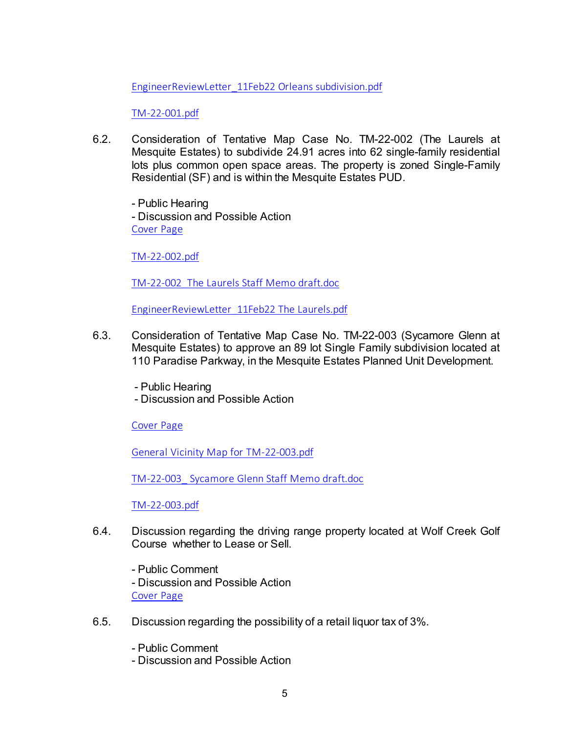EngineerReviewLetter_11Feb22 Orleans subdivision.pdf

TM-22-001.pdf

6.2. Consideration of Tentative Map Case No. TM-22-002 (The Laurels at Mesquite Estates) to subdivide 24.91 acres into 62 single-family residential lots plus common open space areas. The property is zoned Single-Family Residential (SF) and is within the Mesquite Estates PUD.

- Public Hearing
- Discussion and Possible Action

Cover Page

TM-22-002.pdf

TM-22-002_The Laurels Staff Memo draft.doc

EngineerReviewLetter_11Feb22 The Laurels.pdf

6.3. Consideration of Tentative Map Case No. TM-22-003 (Sycamore Glenn at Mesquite Estates) to approve an 89 lot Single Family subdivision located at 110 Paradise Parkway, in the Mesquite Estates Planned Unit Development.

- Public Hearing
- Discussion and Possible Action

Cover Page

General Vicinity Map for TM-22-003.pdf

TM-22-003_ Sycamore Glenn Staff Memo draft.doc

TM-22-003.pdf

6.4. Discussion regarding the driving range property located at Wolf Creek Golf Course whether to Lease or Sell.

- Public Comment
- Discussion and Possible Action

Cover Page

6.5. Discussion regarding the possibility of a retail liquor tax of 3%.

- Public Comment
- Discussion and Possible Action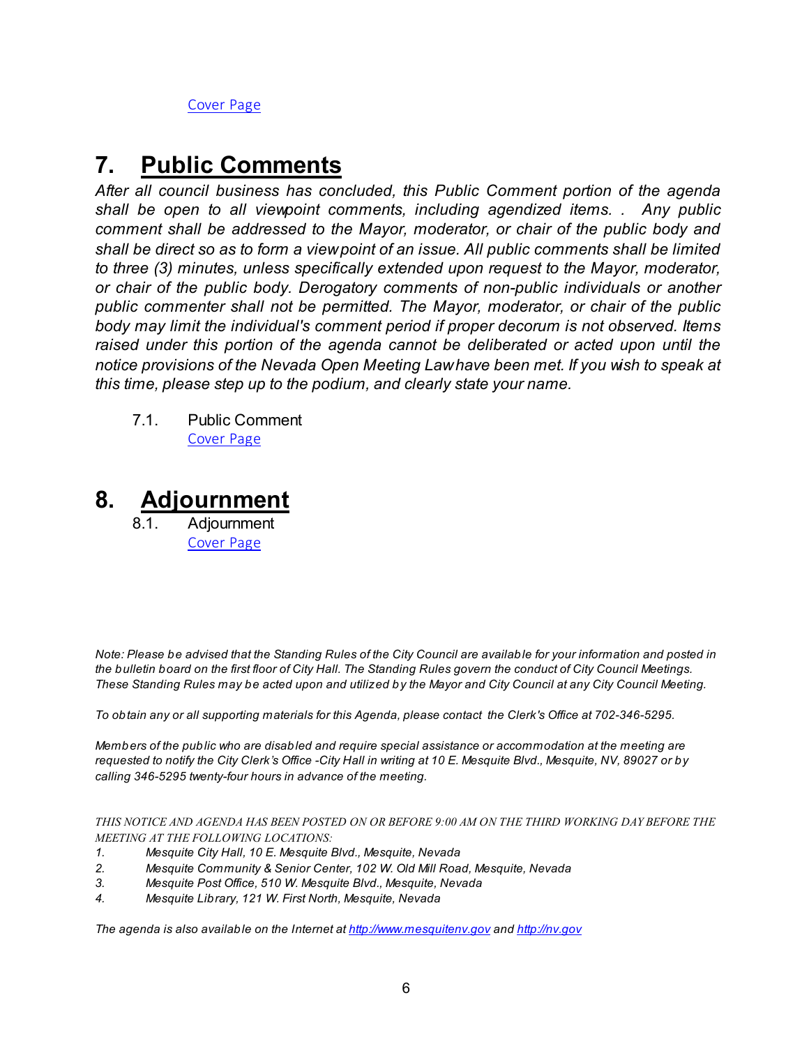[Cover Page](#)

# 7. Public Comments

*After all council business has concluded, this Public Comment portion of the agenda shall be open to all viewpoint comments, including agendized items. . Any public comment shall be addressed to the Mayor, moderator, or chair of the public body and shall be direct so as to form a viewpoint of an issue. All public comments shall be limited to three (3) minutes, unless specifically extended upon request to the Mayor, moderator, or chair of the public body. Derogatory comments of non-public individuals or another public commenter shall not be permitted. The Mayor, moderator, or chair of the public body may limit the individual's comment period if proper decorum is not observed. Items raised under this portion of the agenda cannot be deliberated or acted upon until the notice provisions of the Nevada Open Meeting Law have been met. If you wish to speak at this time, please step up to the podium, and clearly state your name.*

7.1. Public Comment
[Cover Page](#)

# 8. Adjournment

8.1. Adjournment
[Cover Page](#)

*Note: Please be advised that the Standing Rules of the City Council are available for your information and posted in the bulletin board on the first floor of City Hall. The Standing Rules govern the conduct of City Council Meetings. These Standing Rules may be acted upon and utilized by the Mayor and City Council at any City Council Meeting.*

*To obtain any or all supporting materials for this Agenda, please contact the Clerk's Office at 702-346-5295.*

*Members of the public who are disabled and require special assistance or accommodation at the meeting are requested to notify the City Clerk's Office -City Hall in writing at 10 E. Mesquite Blvd., Mesquite, NV, 89027 or by calling 346-5295 twenty-four hours in advance of the meeting.*

*THIS NOTICE AND AGENDA HAS BEEN POSTED ON OR BEFORE 9:00 AM ON THE THIRD WORKING DAY BEFORE THE MEETING AT THE FOLLOWING LOCATIONS:*

1. *Mesquite City Hall, 10 E. Mesquite Blvd., Mesquite, Nevada*
2. *Mesquite Community & Senior Center, 102 W. Old Mill Road, Mesquite, Nevada*
3. *Mesquite Post Office, 510 W. Mesquite Blvd., Mesquite, Nevada*
4. *Mesquite Library, 121 W. First North, Mesquite, Nevada*

*The agenda is also available on the Internet at [http://www.mesquitenv.gov](http://www.mesquitenv.gov) and [http://nv.gov](http://nv.gov)*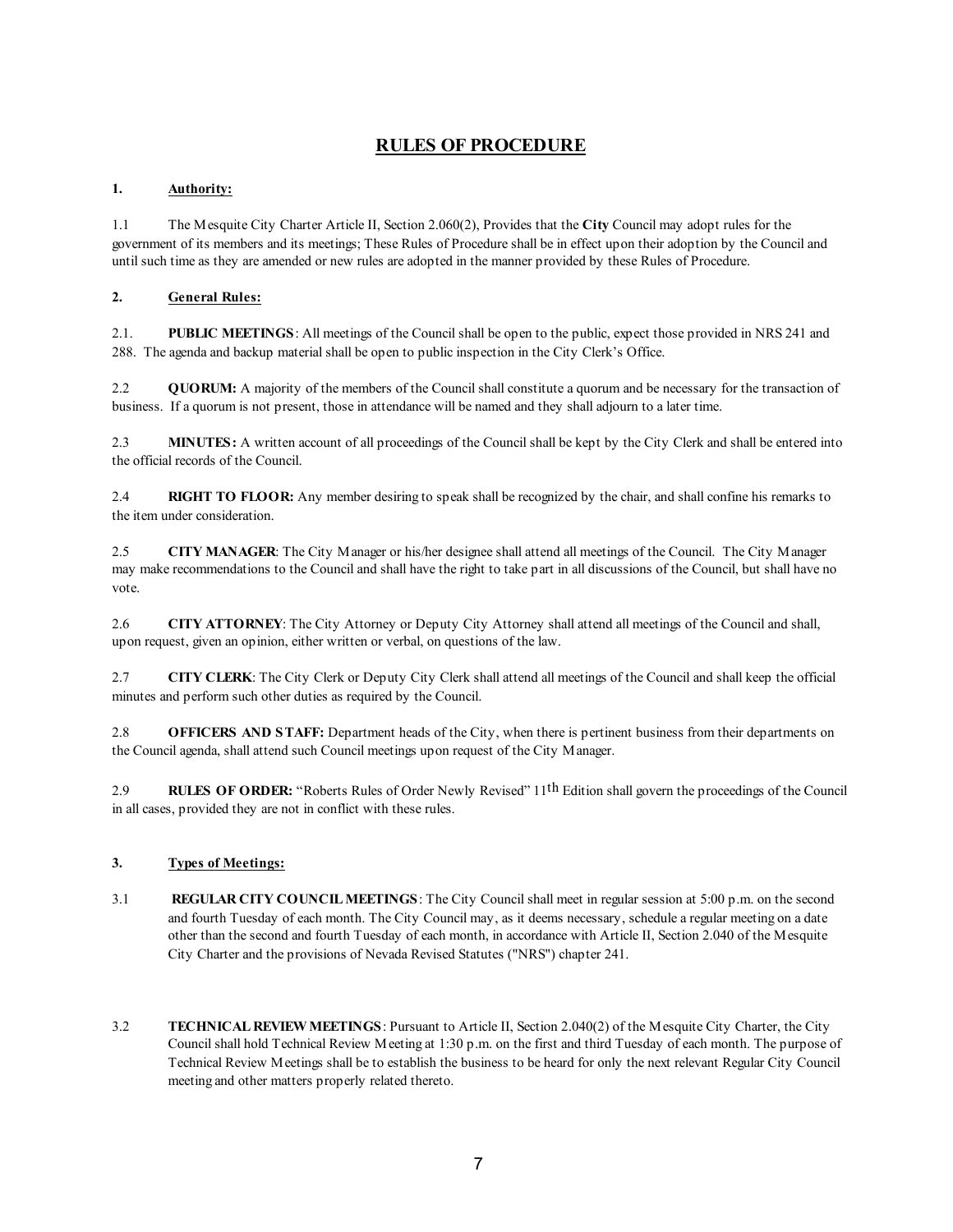# RULES OF PROCEDURE

**1. Authority:**

1.1 The Mesquite City Charter Article II, Section 2.060(2), Provides that the **City** Council may adopt rules for the government of its members and its meetings; These Rules of Procedure shall be in effect upon their adoption by the Council and until such time as they are amended or new rules are adopted in the manner provided by these Rules of Procedure.

**2. General Rules:**

2.1. **PUBLIC MEETINGS**: All meetings of the Council shall be open to the public, expect those provided in NRS 241 and 288. The agenda and backup material shall be open to public inspection in the City Clerk's Office.

2.2 **QUORUM:** A majority of the members of the Council shall constitute a quorum and be necessary for the transaction of business. If a quorum is not present, those in attendance will be named and they shall adjourn to a later time.

2.3 **MINUTES:** A written account of all proceedings of the Council shall be kept by the City Clerk and shall be entered into the official records of the Council.

2.4 **RIGHT TO FLOOR:** Any member desiring to speak shall be recognized by the chair, and shall confine his remarks to the item under consideration.

2.5 **CITY MANAGER**: The City Manager or his/her designee shall attend all meetings of the Council. The City Manager may make recommendations to the Council and shall have the right to take part in all discussions of the Council, but shall have no vote.

2.6 **CITY ATTORNEY**: The City Attorney or Deputy City Attorney shall attend all meetings of the Council and shall, upon request, given an opinion, either written or verbal, on questions of the law.

2.7 **CITY CLERK**: The City Clerk or Deputy City Clerk shall attend all meetings of the Council and shall keep the official minutes and perform such other duties as required by the Council.

2.8 **OFFICERS AND STAFF:** Department heads of the City, when there is pertinent business from their departments on the Council agenda, shall attend such Council meetings upon request of the City Manager.

2.9 **RULES OF ORDER:** "Roberts Rules of Order Newly Revised" 11th Edition shall govern the proceedings of the Council in all cases, provided they are not in conflict with these rules.

**3. Types of Meetings:**

3.1 **REGULAR CITY COUNCIL MEETINGS**: The City Council shall meet in regular session at 5:00 p.m. on the second and fourth Tuesday of each month. The City Council may, as it deems necessary, schedule a regular meeting on a date other than the second and fourth Tuesday of each month, in accordance with Article II, Section 2.040 of the Mesquite City Charter and the provisions of Nevada Revised Statutes ("NRS") chapter 241.

3.2 **TECHNICAL REVIEW MEETINGS**: Pursuant to Article II, Section 2.040(2) of the Mesquite City Charter, the City Council shall hold Technical Review Meeting at 1:30 p.m. on the first and third Tuesday of each month. The purpose of Technical Review Meetings shall be to establish the business to be heard for only the next relevant Regular City Council meeting and other matters properly related thereto.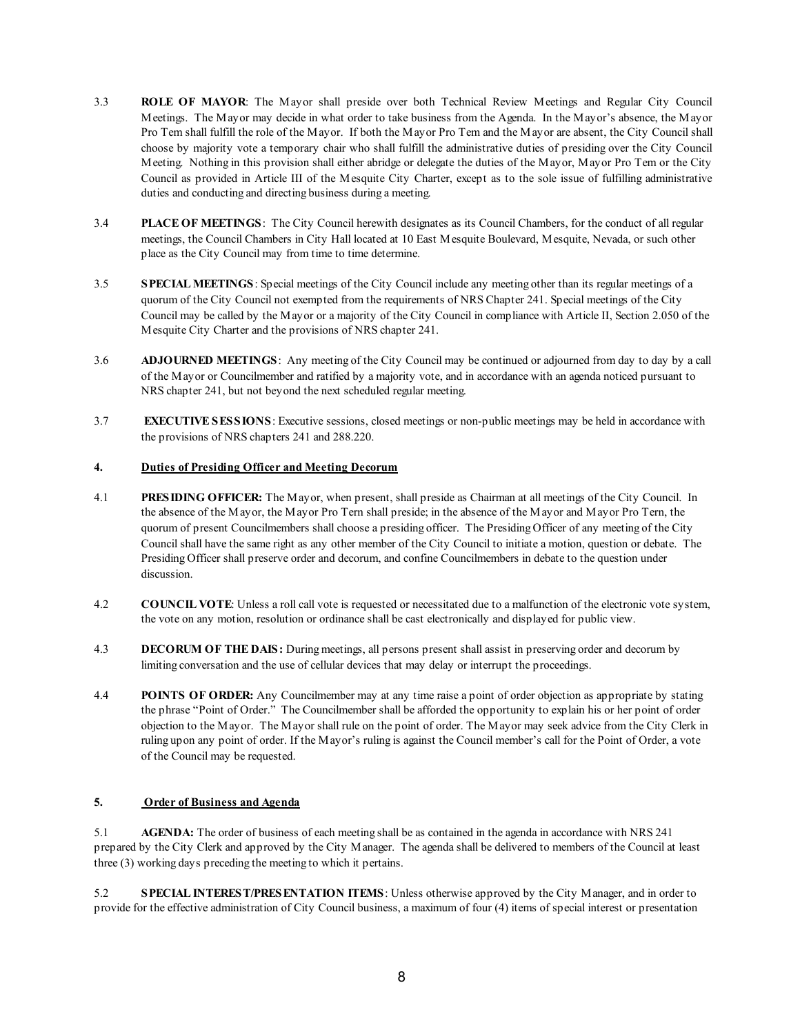3.3 **ROLE OF MAYOR**: The Mayor shall preside over both Technical Review Meetings and Regular City Council Meetings. The Mayor may decide in what order to take business from the Agenda. In the Mayor's absence, the Mayor Pro Tem shall fulfill the role of the Mayor. If both the Mayor Pro Tem and the Mayor are absent, the City Council shall choose by majority vote a temporary chair who shall fulfill the administrative duties of presiding over the City Council Meeting. Nothing in this provision shall either abridge or delegate the duties of the Mayor, Mayor Pro Tem or the City Council as provided in Article III of the Mesquite City Charter, except as to the sole issue of fulfilling administrative duties and conducting and directing business during a meeting.

3.4 **PLACE OF MEETINGS**: The City Council herewith designates as its Council Chambers, for the conduct of all regular meetings, the Council Chambers in City Hall located at 10 East Mesquite Boulevard, Mesquite, Nevada, or such other place as the City Council may from time to time determine.

3.5 **SPECIAL MEETINGS**: Special meetings of the City Council include any meeting other than its regular meetings of a quorum of the City Council not exempted from the requirements of NRS Chapter 241. Special meetings of the City Council may be called by the Mayor or a majority of the City Council in compliance with Article II, Section 2.050 of the Mesquite City Charter and the provisions of NRS chapter 241.

3.6 **ADJOURNED MEETINGS**: Any meeting of the City Council may be continued or adjourned from day to day by a call of the Mayor or Councilmember and ratified by a majority vote, and in accordance with an agenda noticed pursuant to NRS chapter 241, but not beyond the next scheduled regular meeting.

3.7 **EXECUTIVE SESSIONS**: Executive sessions, closed meetings or non-public meetings may be held in accordance with the provisions of NRS chapters 241 and 288.220.

## 4. Duties of Presiding Officer and Meeting Decorum

4.1 **PRESIDING OFFICER:** The Mayor, when present, shall preside as Chairman at all meetings of the City Council. In the absence of the Mayor, the Mayor Pro Tern shall preside; in the absence of the Mayor and Mayor Pro Tern, the quorum of present Councilmembers shall choose a presiding officer. The Presiding Officer of any meeting of the City Council shall have the same right as any other member of the City Council to initiate a motion, question or debate. The Presiding Officer shall preserve order and decorum, and confine Councilmembers in debate to the question under discussion.

4.2 **COUNCIL VOTE**: Unless a roll call vote is requested or necessitated due to a malfunction of the electronic vote system, the vote on any motion, resolution or ordinance shall be cast electronically and displayed for public view.

4.3 **DECORUM OF THE DAIS:** During meetings, all persons present shall assist in preserving order and decorum by limiting conversation and the use of cellular devices that may delay or interrupt the proceedings.

4.4 **POINTS OF ORDER:** Any Councilmember may at any time raise a point of order objection as appropriate by stating the phrase "Point of Order." The Councilmember shall be afforded the opportunity to explain his or her point of order objection to the Mayor. The Mayor shall rule on the point of order. The Mayor may seek advice from the City Clerk in ruling upon any point of order. If the Mayor's ruling is against the Council member's call for the Point of Order, a vote of the Council may be requested.

## 5. Order of Business and Agenda

5.1 **AGENDA:** The order of business of each meeting shall be as contained in the agenda in accordance with NRS 241 prepared by the City Clerk and approved by the City Manager. The agenda shall be delivered to members of the Council at least three (3) working days preceding the meeting to which it pertains.

5.2 **SPECIAL INTEREST/PRESENTATION ITEMS**: Unless otherwise approved by the City Manager, and in order to provide for the effective administration of City Council business, a maximum of four (4) items of special interest or presentation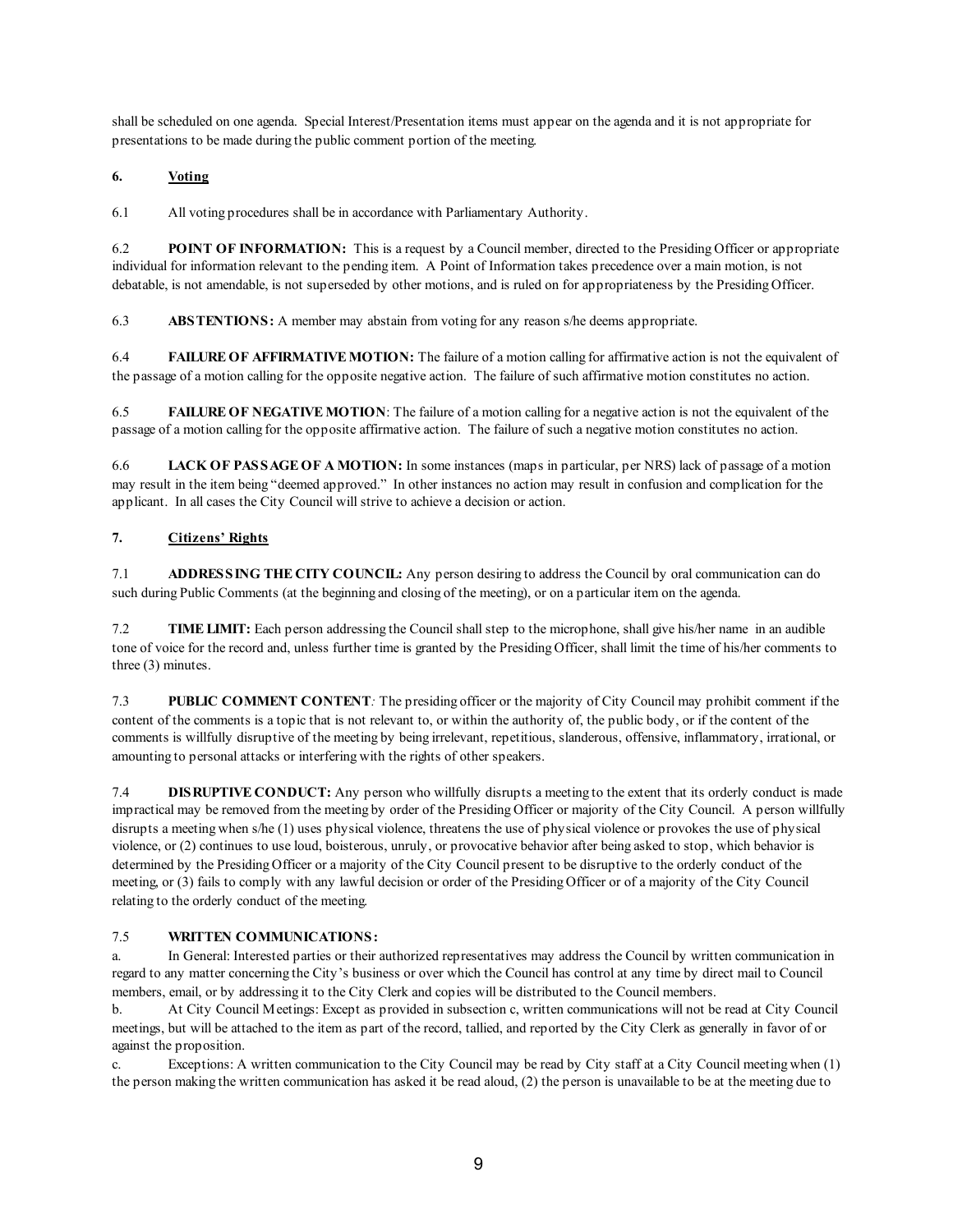shall be scheduled on one agenda. Special Interest/Presentation items must appear on the agenda and it is not appropriate for presentations to be made during the public comment portion of the meeting.

## 6. Voting

6.1 All voting procedures shall be in accordance with Parliamentary Authority.

6.2 **POINT OF INFORMATION:** This is a request by a Council member, directed to the Presiding Officer or appropriate individual for information relevant to the pending item. A Point of Information takes precedence over a main motion, is not debatable, is not amendable, is not superseded by other motions, and is ruled on for appropriateness by the Presiding Officer.

6.3 **ABSTENTIONS:** A member may abstain from voting for any reason s/he deems appropriate.

6.4 **FAILURE OF AFFIRMATIVE MOTION:** The failure of a motion calling for affirmative action is not the equivalent of the passage of a motion calling for the opposite negative action. The failure of such affirmative motion constitutes no action.

6.5 **FAILURE OF NEGATIVE MOTION**: The failure of a motion calling for a negative action is not the equivalent of the passage of a motion calling for the opposite affirmative action. The failure of such a negative motion constitutes no action.

6.6 **LACK OF PASSAGE OF A MOTION:** In some instances (maps in particular, per NRS) lack of passage of a motion may result in the item being "deemed approved." In other instances no action may result in confusion and complication for the applicant. In all cases the City Council will strive to achieve a decision or action.

## 7. Citizens' Rights

7.1 **ADDRESSING THE CITY COUNCIL:** Any person desiring to address the Council by oral communication can do such during Public Comments (at the beginning and closing of the meeting), or on a particular item on the agenda.

7.2 **TIME LIMIT:** Each person addressing the Council shall step to the microphone, shall give his/her name in an audible tone of voice for the record and, unless further time is granted by the Presiding Officer, shall limit the time of his/her comments to three (3) minutes.

7.3 **PUBLIC COMMENT CONTENT***:* The presiding officer or the majority of City Council may prohibit comment if the content of the comments is a topic that is not relevant to, or within the authority of, the public body, or if the content of the comments is willfully disruptive of the meeting by being irrelevant, repetitious, slanderous, offensive, inflammatory, irrational, or amounting to personal attacks or interfering with the rights of other speakers.

7.4 **DISRUPTIVE CONDUCT:** Any person who willfully disrupts a meeting to the extent that its orderly conduct is made impractical may be removed from the meeting by order of the Presiding Officer or majority of the City Council. A person willfully disrupts a meeting when s/he (1) uses physical violence, threatens the use of physical violence or provokes the use of physical violence, or (2) continues to use loud, boisterous, unruly, or provocative behavior after being asked to stop, which behavior is determined by the Presiding Officer or a majority of the City Council present to be disruptive to the orderly conduct of the meeting, or (3) fails to comply with any lawful decision or order of the Presiding Officer or of a majority of the City Council relating to the orderly conduct of the meeting.

7.5 **WRITTEN COMMUNICATIONS:**

a. In General: Interested parties or their authorized representatives may address the Council by written communication in regard to any matter concerning the City's business or over which the Council has control at any time by direct mail to Council members, email, or by addressing it to the City Clerk and copies will be distributed to the Council members.

b. At City Council Meetings: Except as provided in subsection c, written communications will not be read at City Council meetings, but will be attached to the item as part of the record, tallied, and reported by the City Clerk as generally in favor of or against the proposition.

c. Exceptions: A written communication to the City Council may be read by City staff at a City Council meeting when (1) the person making the written communication has asked it be read aloud, (2) the person is unavailable to be at the meeting due to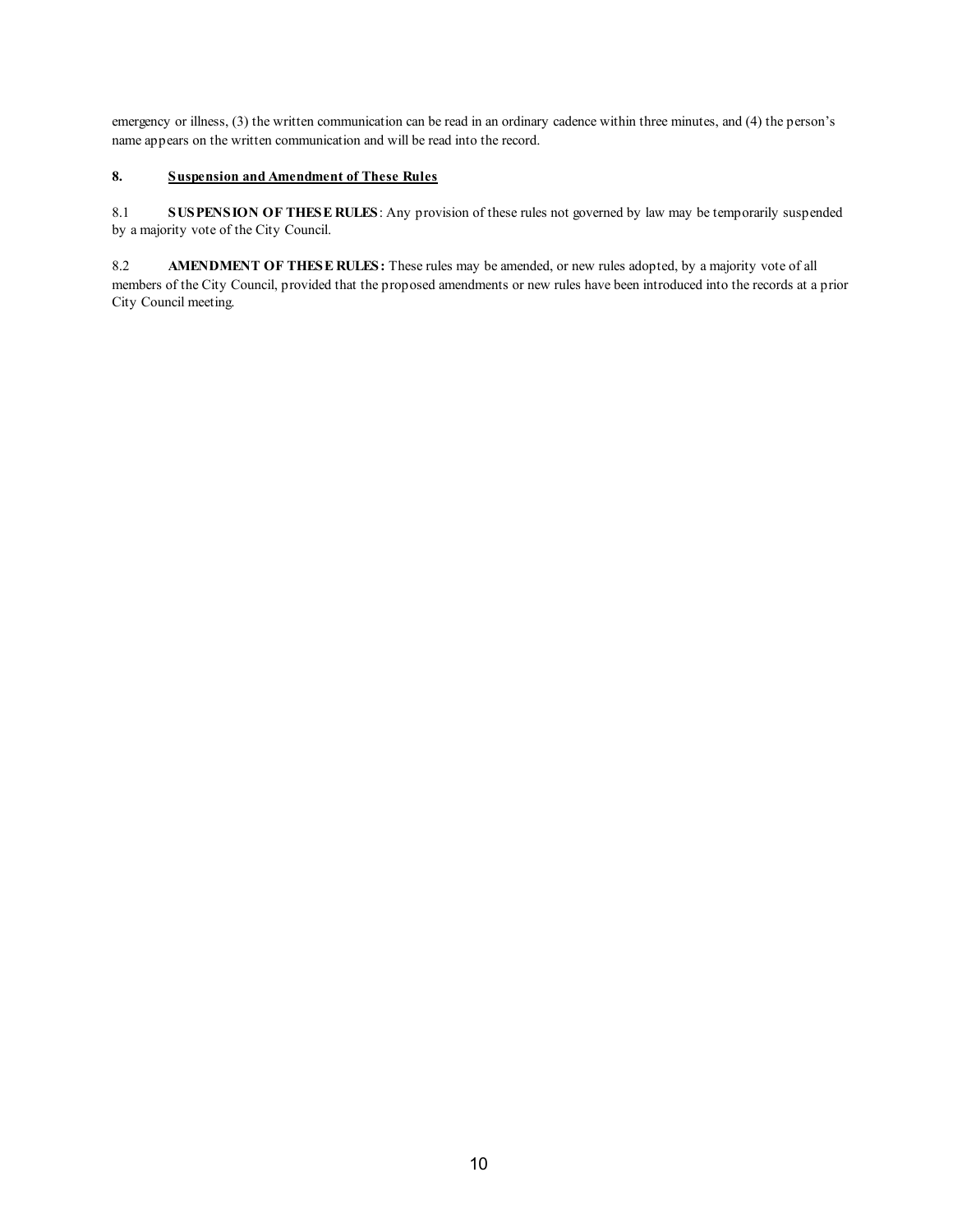emergency or illness, (3) the written communication can be read in an ordinary cadence within three minutes, and (4) the person's name appears on the written communication and will be read into the record.

## 8. Suspension and Amendment of These Rules

8.1 **SUSPENSION OF THESE RULES**: Any provision of these rules not governed by law may be temporarily suspended by a majority vote of the City Council.

8.2 **AMENDMENT OF THESE RULES:** These rules may be amended, or new rules adopted, by a majority vote of all members of the City Council, provided that the proposed amendments or new rules have been introduced into the records at a prior City Council meeting.